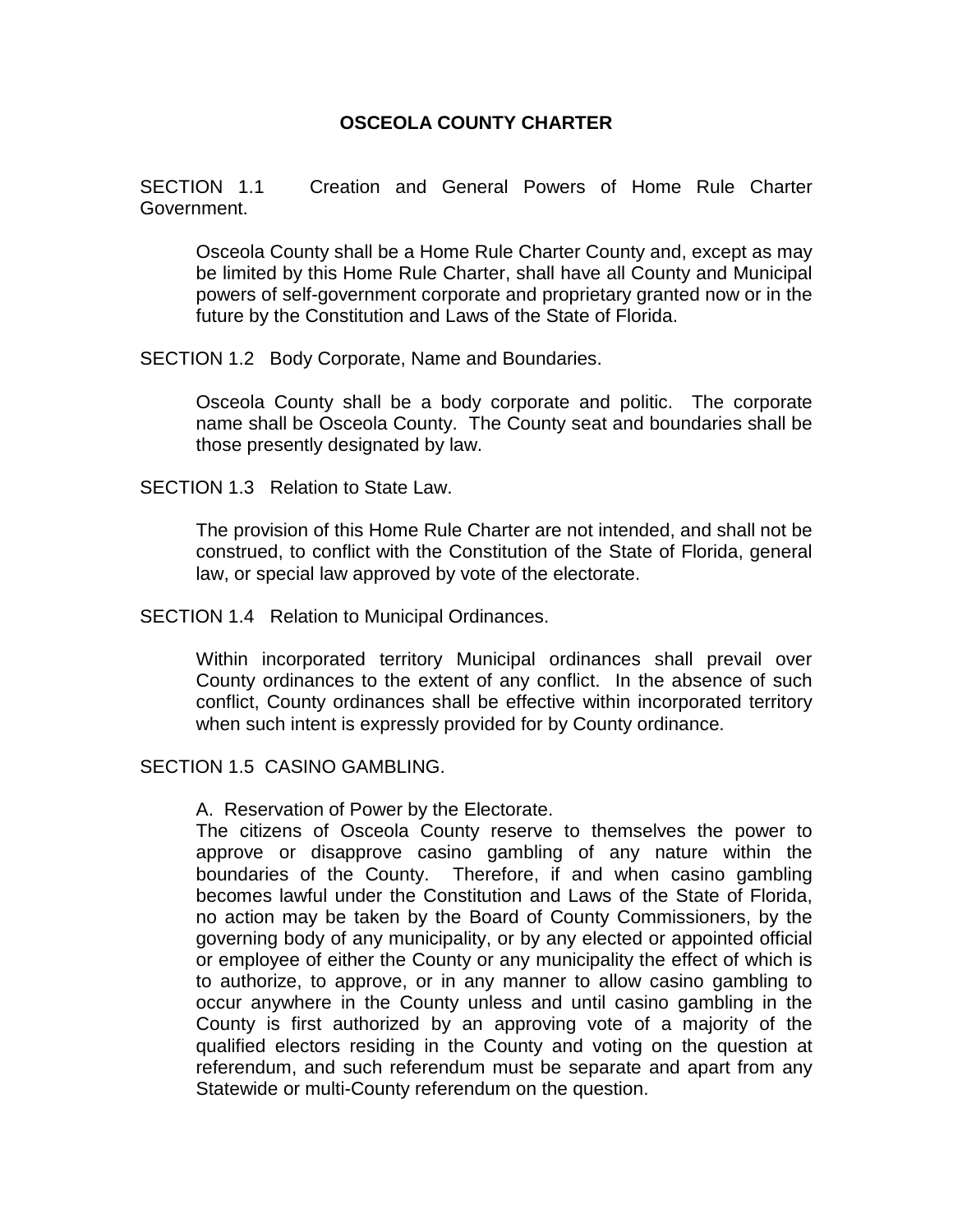# OSCEOLA COUNTY CHARTER

SECTION 1.1 Creation and General Powers of Home Rule Charter Government.

Osceola County shall be a Home Rule Charter County and, except as may be limited by this Home Rule Charter, shall have all County and Municipal powers of self-government corporate and proprietary granted now or in the future by the Constitution and Laws of the State of Florida.

SECTION 1.2 Body Corporate, Name and Boundaries.

Osceola County shall be a body corporate and politic. The corporate name shall be Osceola County. The County seat and boundaries shall be those presently designated by law.

SECTION 1.3 Relation to State Law.

The provision of this Home Rule Charter are not intended, and shall not be construed, to conflict with the Constitution of the State of Florida, general law, or special law approved by vote of the electorate.

SECTION 1.4 Relation to Municipal Ordinances.

Within incorporated territory Municipal ordinances shall prevail over County ordinances to the extent of any conflict. In the absence of such conflict, County ordinances shall be effective within incorporated territory when such intent is expressly provided for by County ordinance.

SECTION 1.5 CASINO GAMBLING.

A. Reservation of Power by the Electorate.
The citizens of Osceola County reserve to themselves the power to approve or disapprove casino gambling of any nature within the boundaries of the County. Therefore, if and when casino gambling becomes lawful under the Constitution and Laws of the State of Florida, no action may be taken by the Board of County Commissioners, by the governing body of any municipality, or by any elected or appointed official or employee of either the County or any municipality the effect of which is to authorize, to approve, or in any manner to allow casino gambling to occur anywhere in the County unless and until casino gambling in the County is first authorized by an approving vote of a majority of the qualified electors residing in the County and voting on the question at referendum, and such referendum must be separate and apart from any Statewide or multi-County referendum on the question.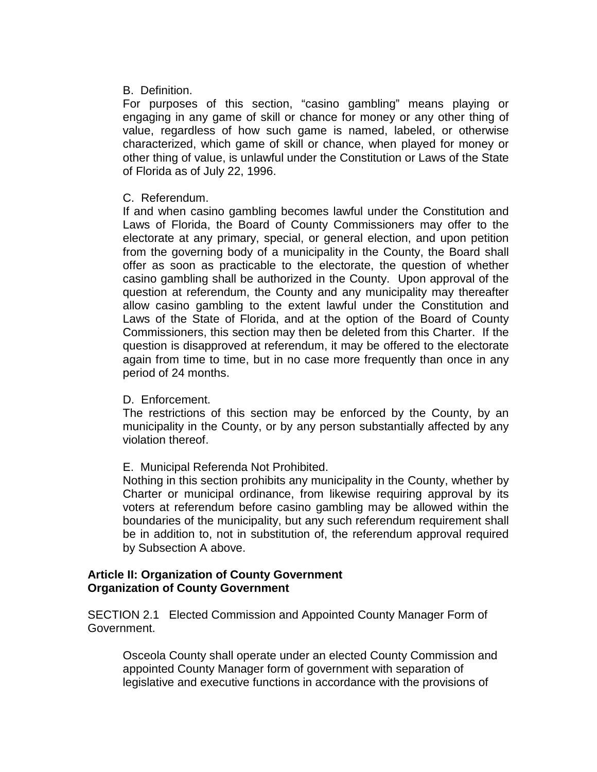B. Definition.

For purposes of this section, “casino gambling” means playing or engaging in any game of skill or chance for money or any other thing of value, regardless of how such game is named, labeled, or otherwise characterized, which game of skill or chance, when played for money or other thing of value, is unlawful under the Constitution or Laws of the State of Florida as of July 22, 1996.

C. Referendum.

If and when casino gambling becomes lawful under the Constitution and Laws of Florida, the Board of County Commissioners may offer to the electorate at any primary, special, or general election, and upon petition from the governing body of a municipality in the County, the Board shall offer as soon as practicable to the electorate, the question of whether casino gambling shall be authorized in the County. Upon approval of the question at referendum, the County and any municipality may thereafter allow casino gambling to the extent lawful under the Constitution and Laws of the State of Florida, and at the option of the Board of County Commissioners, this section may then be deleted from this Charter. If the question is disapproved at referendum, it may be offered to the electorate again from time to time, but in no case more frequently than once in any period of 24 months.

D. Enforcement.

The restrictions of this section may be enforced by the County, by an municipality in the County, or by any person substantially affected by any violation thereof.

E. Municipal Referenda Not Prohibited.

Nothing in this section prohibits any municipality in the County, whether by Charter or municipal ordinance, from likewise requiring approval by its voters at referendum before casino gambling may be allowed within the boundaries of the municipality, but any such referendum requirement shall be in addition to, not in substitution of, the referendum approval required by Subsection A above.

## Article II: Organization of County Government
**Organization of County Government**

SECTION 2.1 Elected Commission and Appointed County Manager Form of Government.

Osceola County shall operate under an elected County Commission and appointed County Manager form of government with separation of legislative and executive functions in accordance with the provisions of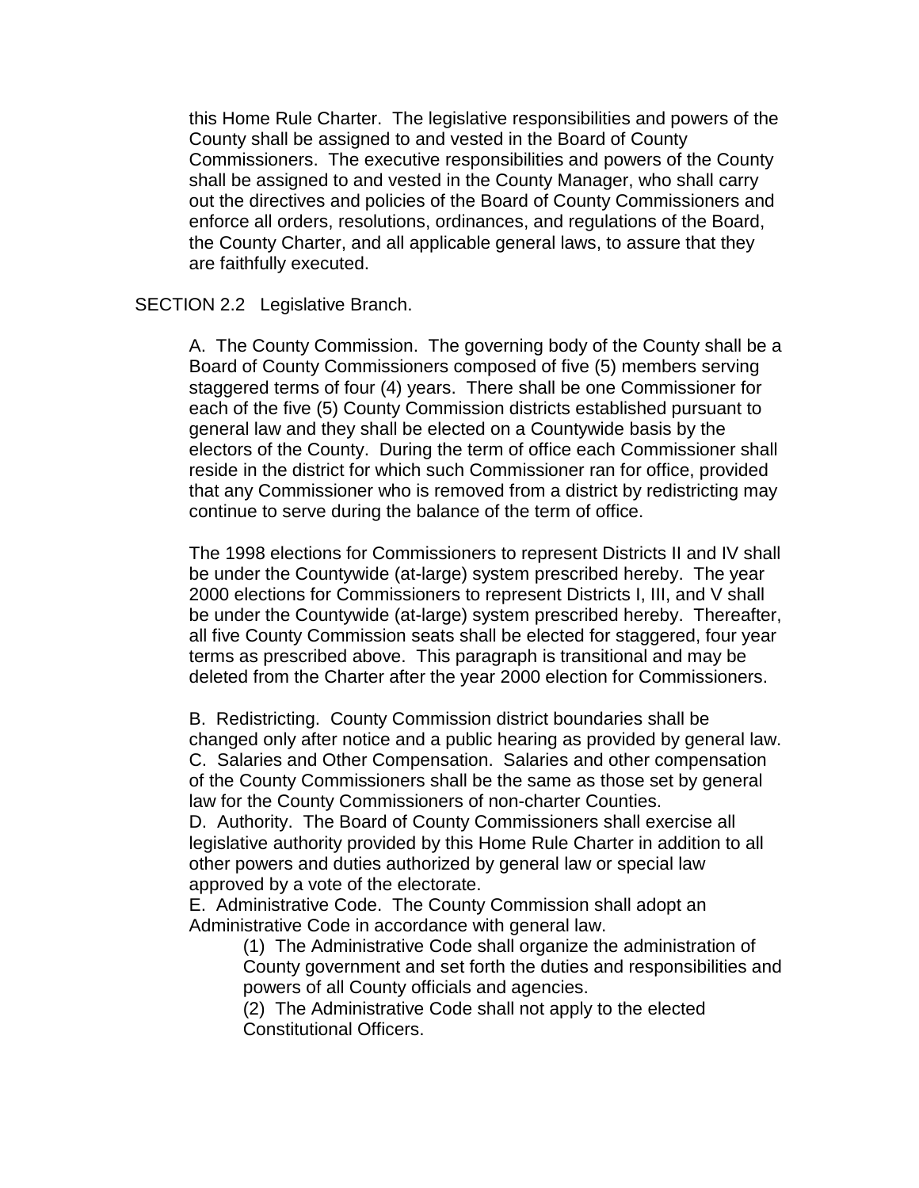this Home Rule Charter. The legislative responsibilities and powers of the County shall be assigned to and vested in the Board of County Commissioners. The executive responsibilities and powers of the County shall be assigned to and vested in the County Manager, who shall carry out the directives and policies of the Board of County Commissioners and enforce all orders, resolutions, ordinances, and regulations of the Board, the County Charter, and all applicable general laws, to assure that they are faithfully executed.

SECTION 2.2 Legislative Branch.

A. The County Commission. The governing body of the County shall be a Board of County Commissioners composed of five (5) members serving staggered terms of four (4) years. There shall be one Commissioner for each of the five (5) County Commission districts established pursuant to general law and they shall be elected on a Countywide basis by the electors of the County. During the term of office each Commissioner shall reside in the district for which such Commissioner ran for office, provided that any Commissioner who is removed from a district by redistricting may continue to serve during the balance of the term of office.

The 1998 elections for Commissioners to represent Districts II and IV shall be under the Countywide (at-large) system prescribed hereby. The year 2000 elections for Commissioners to represent Districts I, III, and V shall be under the Countywide (at-large) system prescribed hereby. Thereafter, all five County Commission seats shall be elected for staggered, four year terms as prescribed above. This paragraph is transitional and may be deleted from the Charter after the year 2000 election for Commissioners.

B. Redistricting. County Commission district boundaries shall be changed only after notice and a public hearing as provided by general law.
C. Salaries and Other Compensation. Salaries and other compensation of the County Commissioners shall be the same as those set by general law for the County Commissioners of non-charter Counties.
D. Authority. The Board of County Commissioners shall exercise all legislative authority provided by this Home Rule Charter in addition to all other powers and duties authorized by general law or special law approved by a vote of the electorate.
E. Administrative Code. The County Commission shall adopt an Administrative Code in accordance with general law.

(1) The Administrative Code shall organize the administration of County government and set forth the duties and responsibilities and powers of all County officials and agencies.
(2) The Administrative Code shall not apply to the elected Constitutional Officers.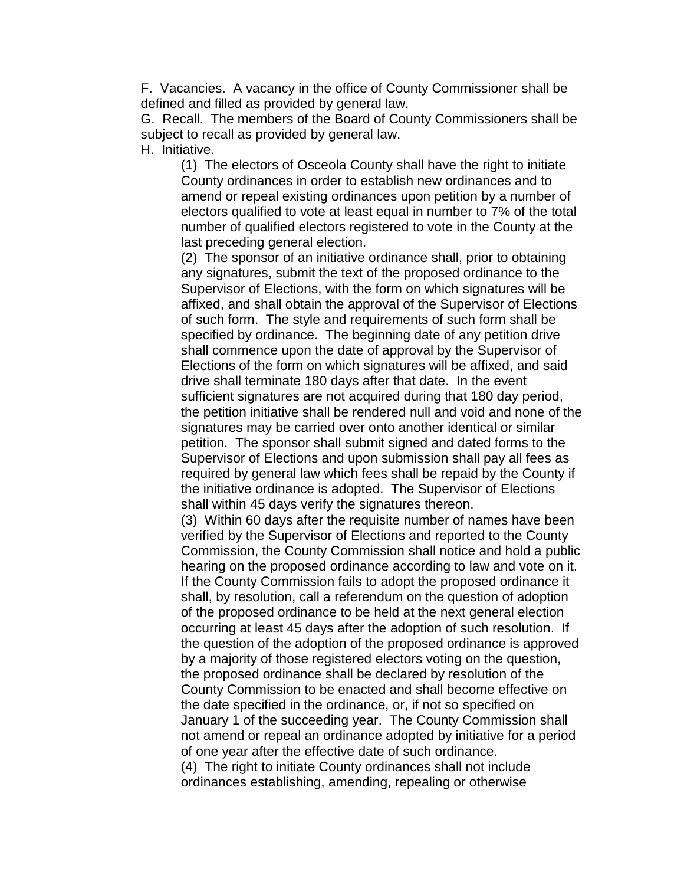F. Vacancies. A vacancy in the office of County Commissioner shall be defined and filled as provided by general law.

G. Recall. The members of the Board of County Commissioners shall be subject to recall as provided by general law.

H. Initiative.

(1) The electors of Osceola County shall have the right to initiate County ordinances in order to establish new ordinances and to amend or repeal existing ordinances upon petition by a number of electors qualified to vote at least equal in number to 7% of the total number of qualified electors registered to vote in the County at the last preceding general election.

(2) The sponsor of an initiative ordinance shall, prior to obtaining any signatures, submit the text of the proposed ordinance to the Supervisor of Elections, with the form on which signatures will be affixed, and shall obtain the approval of the Supervisor of Elections of such form. The style and requirements of such form shall be specified by ordinance. The beginning date of any petition drive shall commence upon the date of approval by the Supervisor of Elections of the form on which signatures will be affixed, and said drive shall terminate 180 days after that date. In the event sufficient signatures are not acquired during that 180 day period, the petition initiative shall be rendered null and void and none of the signatures may be carried over onto another identical or similar petition. The sponsor shall submit signed and dated forms to the Supervisor of Elections and upon submission shall pay all fees as required by general law which fees shall be repaid by the County if the initiative ordinance is adopted. The Supervisor of Elections shall within 45 days verify the signatures thereon.

(3) Within 60 days after the requisite number of names have been verified by the Supervisor of Elections and reported to the County Commission, the County Commission shall notice and hold a public hearing on the proposed ordinance according to law and vote on it. If the County Commission fails to adopt the proposed ordinance it shall, by resolution, call a referendum on the question of adoption of the proposed ordinance to be held at the next general election occurring at least 45 days after the adoption of such resolution. If the question of the adoption of the proposed ordinance is approved by a majority of those registered electors voting on the question, the proposed ordinance shall be declared by resolution of the County Commission to be enacted and shall become effective on the date specified in the ordinance, or, if not so specified on January 1 of the succeeding year. The County Commission shall not amend or repeal an ordinance adopted by initiative for a period of one year after the effective date of such ordinance.

(4) The right to initiate County ordinances shall not include ordinances establishing, amending, repealing or otherwise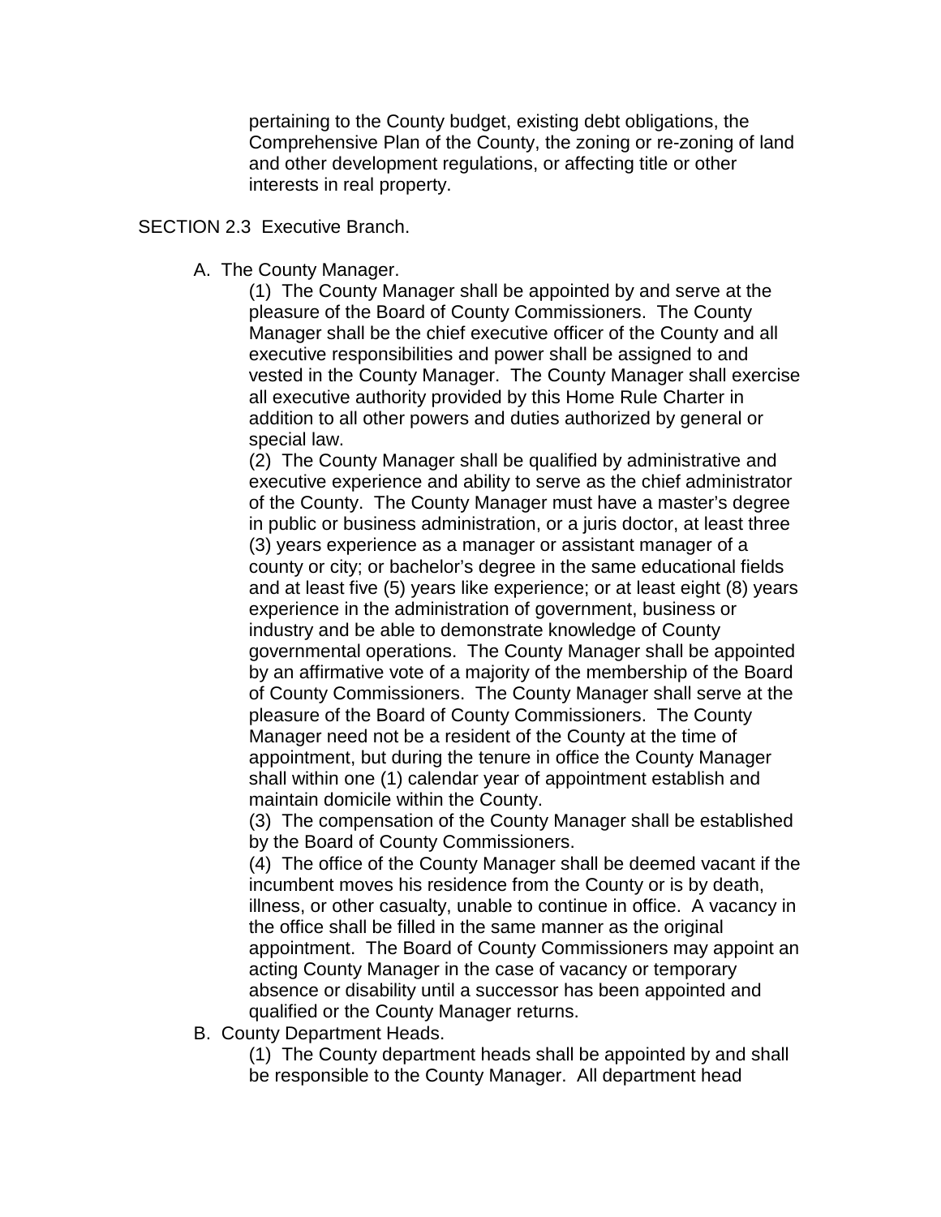pertaining to the County budget, existing debt obligations, the Comprehensive Plan of the County, the zoning or re-zoning of land and other development regulations, or affecting title or other interests in real property.

SECTION 2.3 Executive Branch.

A. The County Manager.

(1) The County Manager shall be appointed by and serve at the pleasure of the Board of County Commissioners. The County Manager shall be the chief executive officer of the County and all executive responsibilities and power shall be assigned to and vested in the County Manager. The County Manager shall exercise all executive authority provided by this Home Rule Charter in addition to all other powers and duties authorized by general or special law.

(2) The County Manager shall be qualified by administrative and executive experience and ability to serve as the chief administrator of the County. The County Manager must have a master's degree in public or business administration, or a juris doctor, at least three (3) years experience as a manager or assistant manager of a county or city; or bachelor's degree in the same educational fields and at least five (5) years like experience; or at least eight (8) years experience in the administration of government, business or industry and be able to demonstrate knowledge of County governmental operations. The County Manager shall be appointed by an affirmative vote of a majority of the membership of the Board of County Commissioners. The County Manager shall serve at the pleasure of the Board of County Commissioners. The County Manager need not be a resident of the County at the time of appointment, but during the tenure in office the County Manager shall within one (1) calendar year of appointment establish and maintain domicile within the County.

(3) The compensation of the County Manager shall be established by the Board of County Commissioners.

(4) The office of the County Manager shall be deemed vacant if the incumbent moves his residence from the County or is by death, illness, or other casualty, unable to continue in office. A vacancy in the office shall be filled in the same manner as the original appointment. The Board of County Commissioners may appoint an acting County Manager in the case of vacancy or temporary absence or disability until a successor has been appointed and qualified or the County Manager returns.

B. County Department Heads.

(1) The County department heads shall be appointed by and shall be responsible to the County Manager. All department head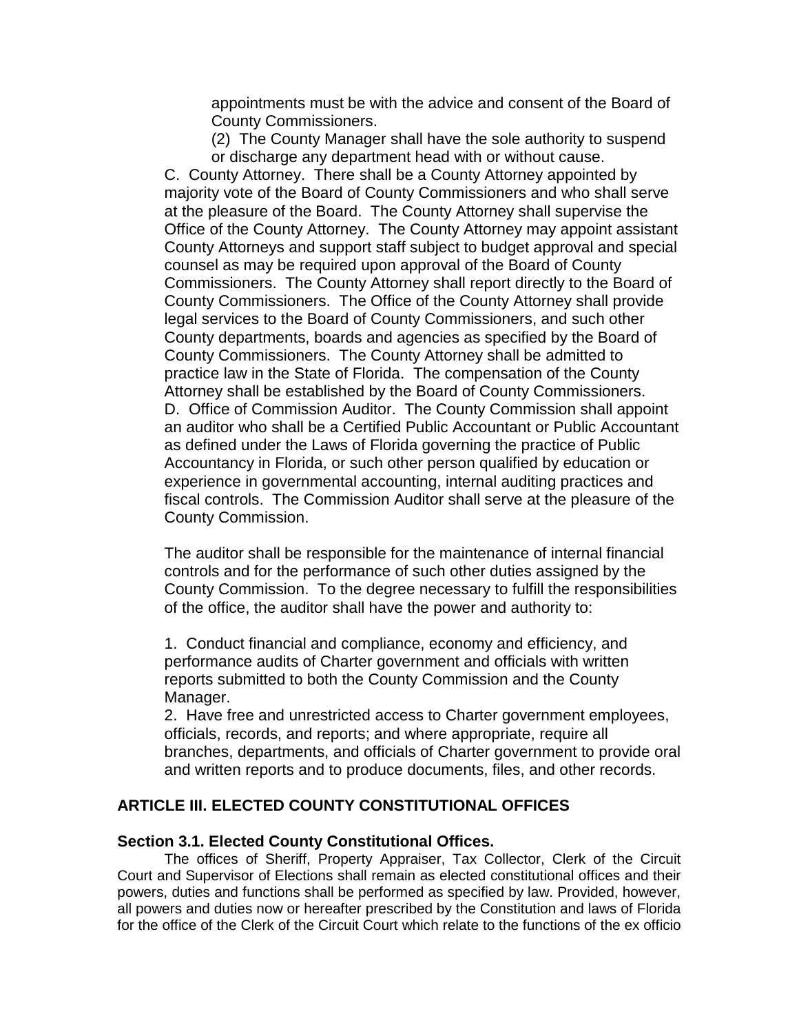appointments must be with the advice and consent of the Board of County Commissioners.

(2) The County Manager shall have the sole authority to suspend or discharge any department head with or without cause.

C. County Attorney. There shall be a County Attorney appointed by majority vote of the Board of County Commissioners and who shall serve at the pleasure of the Board. The County Attorney shall supervise the Office of the County Attorney. The County Attorney may appoint assistant County Attorneys and support staff subject to budget approval and special counsel as may be required upon approval of the Board of County Commissioners. The County Attorney shall report directly to the Board of County Commissioners. The Office of the County Attorney shall provide legal services to the Board of County Commissioners, and such other County departments, boards and agencies as specified by the Board of County Commissioners. The County Attorney shall be admitted to practice law in the State of Florida. The compensation of the County Attorney shall be established by the Board of County Commissioners.

D. Office of Commission Auditor. The County Commission shall appoint an auditor who shall be a Certified Public Accountant or Public Accountant as defined under the Laws of Florida governing the practice of Public Accountancy in Florida, or such other person qualified by education or experience in governmental accounting, internal auditing practices and fiscal controls. The Commission Auditor shall serve at the pleasure of the County Commission.

The auditor shall be responsible for the maintenance of internal financial controls and for the performance of such other duties assigned by the County Commission. To the degree necessary to fulfill the responsibilities of the office, the auditor shall have the power and authority to:

1. Conduct financial and compliance, economy and efficiency, and performance audits of Charter government and officials with written reports submitted to both the County Commission and the County Manager.

2. Have free and unrestricted access to Charter government employees, officials, records, and reports; and where appropriate, require all branches, departments, and officials of Charter government to provide oral and written reports and to produce documents, files, and other records.

## ARTICLE III. ELECTED COUNTY CONSTITUTIONAL OFFICES

### Section 3.1. Elected County Constitutional Offices.

The offices of Sheriff, Property Appraiser, Tax Collector, Clerk of the Circuit Court and Supervisor of Elections shall remain as elected constitutional offices and their powers, duties and functions shall be performed as specified by law. Provided, however, all powers and duties now or hereafter prescribed by the Constitution and laws of Florida for the office of the Clerk of the Circuit Court which relate to the functions of the ex officio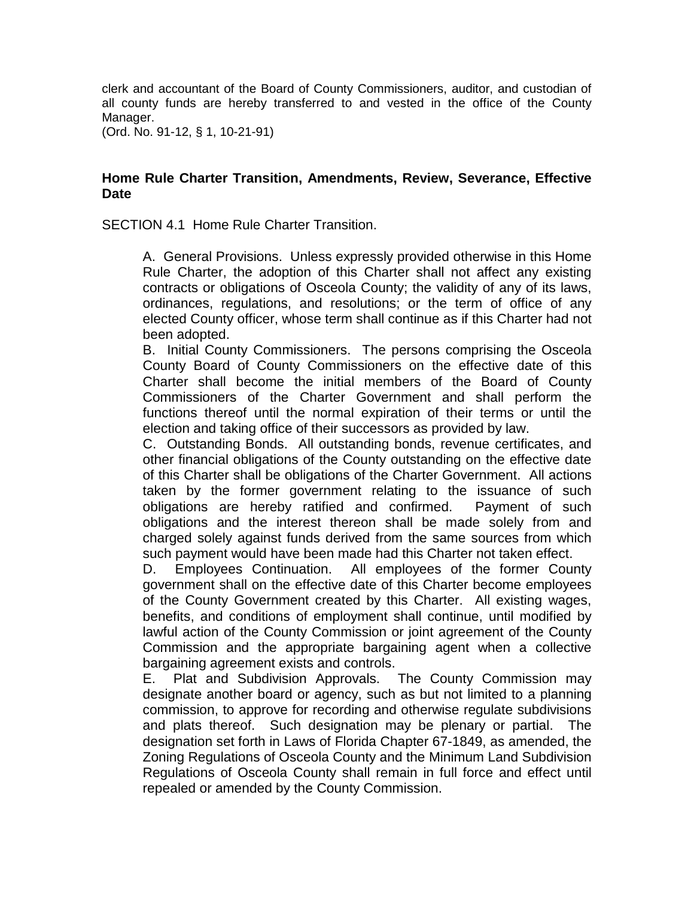clerk and accountant of the Board of County Commissioners, auditor, and custodian of all county funds are hereby transferred to and vested in the office of the County Manager.
(Ord. No. 91-12, § 1, 10-21-91)

## Home Rule Charter Transition, Amendments, Review, Severance, Effective Date

SECTION 4.1 Home Rule Charter Transition.

A. General Provisions. Unless expressly provided otherwise in this Home Rule Charter, the adoption of this Charter shall not affect any existing contracts or obligations of Osceola County; the validity of any of its laws, ordinances, regulations, and resolutions; or the term of office of any elected County officer, whose term shall continue as if this Charter had not been adopted.

B. Initial County Commissioners. The persons comprising the Osceola County Board of County Commissioners on the effective date of this Charter shall become the initial members of the Board of County Commissioners of the Charter Government and shall perform the functions thereof until the normal expiration of their terms or until the election and taking office of their successors as provided by law.

C. Outstanding Bonds. All outstanding bonds, revenue certificates, and other financial obligations of the County outstanding on the effective date of this Charter shall be obligations of the Charter Government. All actions taken by the former government relating to the issuance of such obligations are hereby ratified and confirmed. Payment of such obligations and the interest thereon shall be made solely from and charged solely against funds derived from the same sources from which such payment would have been made had this Charter not taken effect.

D. Employees Continuation. All employees of the former County government shall on the effective date of this Charter become employees of the County Government created by this Charter. All existing wages, benefits, and conditions of employment shall continue, until modified by lawful action of the County Commission or joint agreement of the County Commission and the appropriate bargaining agent when a collective bargaining agreement exists and controls.

E. Plat and Subdivision Approvals. The County Commission may designate another board or agency, such as but not limited to a planning commission, to approve for recording and otherwise regulate subdivisions and plats thereof. Such designation may be plenary or partial. The designation set forth in Laws of Florida Chapter 67-1849, as amended, the Zoning Regulations of Osceola County and the Minimum Land Subdivision Regulations of Osceola County shall remain in full force and effect until repealed or amended by the County Commission.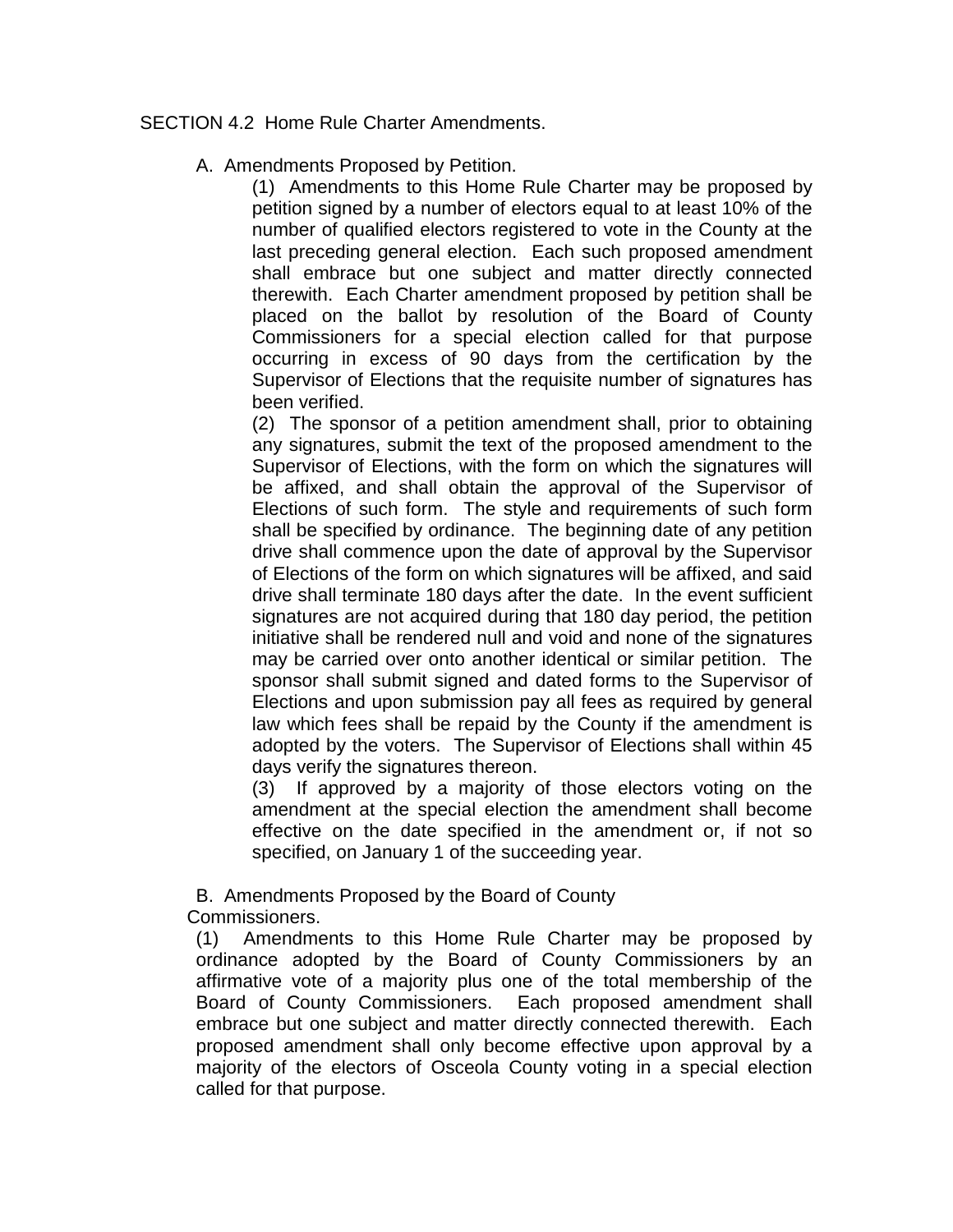SECTION 4.2 Home Rule Charter Amendments.

A. Amendments Proposed by Petition.

(1) Amendments to this Home Rule Charter may be proposed by petition signed by a number of electors equal to at least 10% of the number of qualified electors registered to vote in the County at the last preceding general election. Each such proposed amendment shall embrace but one subject and matter directly connected therewith. Each Charter amendment proposed by petition shall be placed on the ballot by resolution of the Board of County Commissioners for a special election called for that purpose occurring in excess of 90 days from the certification by the Supervisor of Elections that the requisite number of signatures has been verified.

(2) The sponsor of a petition amendment shall, prior to obtaining any signatures, submit the text of the proposed amendment to the Supervisor of Elections, with the form on which the signatures will be affixed, and shall obtain the approval of the Supervisor of Elections of such form. The style and requirements of such form shall be specified by ordinance. The beginning date of any petition drive shall commence upon the date of approval by the Supervisor of Elections of the form on which signatures will be affixed, and said drive shall terminate 180 days after the date. In the event sufficient signatures are not acquired during that 180 day period, the petition initiative shall be rendered null and void and none of the signatures may be carried over onto another identical or similar petition. The sponsor shall submit signed and dated forms to the Supervisor of Elections and upon submission pay all fees as required by general law which fees shall be repaid by the County if the amendment is adopted by the voters. The Supervisor of Elections shall within 45 days verify the signatures thereon.

(3) If approved by a majority of those electors voting on the amendment at the special election the amendment shall become effective on the date specified in the amendment or, if not so specified, on January 1 of the succeeding year.

B. Amendments Proposed by the Board of County Commissioners.

(1) Amendments to this Home Rule Charter may be proposed by ordinance adopted by the Board of County Commissioners by an affirmative vote of a majority plus one of the total membership of the Board of County Commissioners. Each proposed amendment shall embrace but one subject and matter directly connected therewith. Each proposed amendment shall only become effective upon approval by a majority of the electors of Osceola County voting in a special election called for that purpose.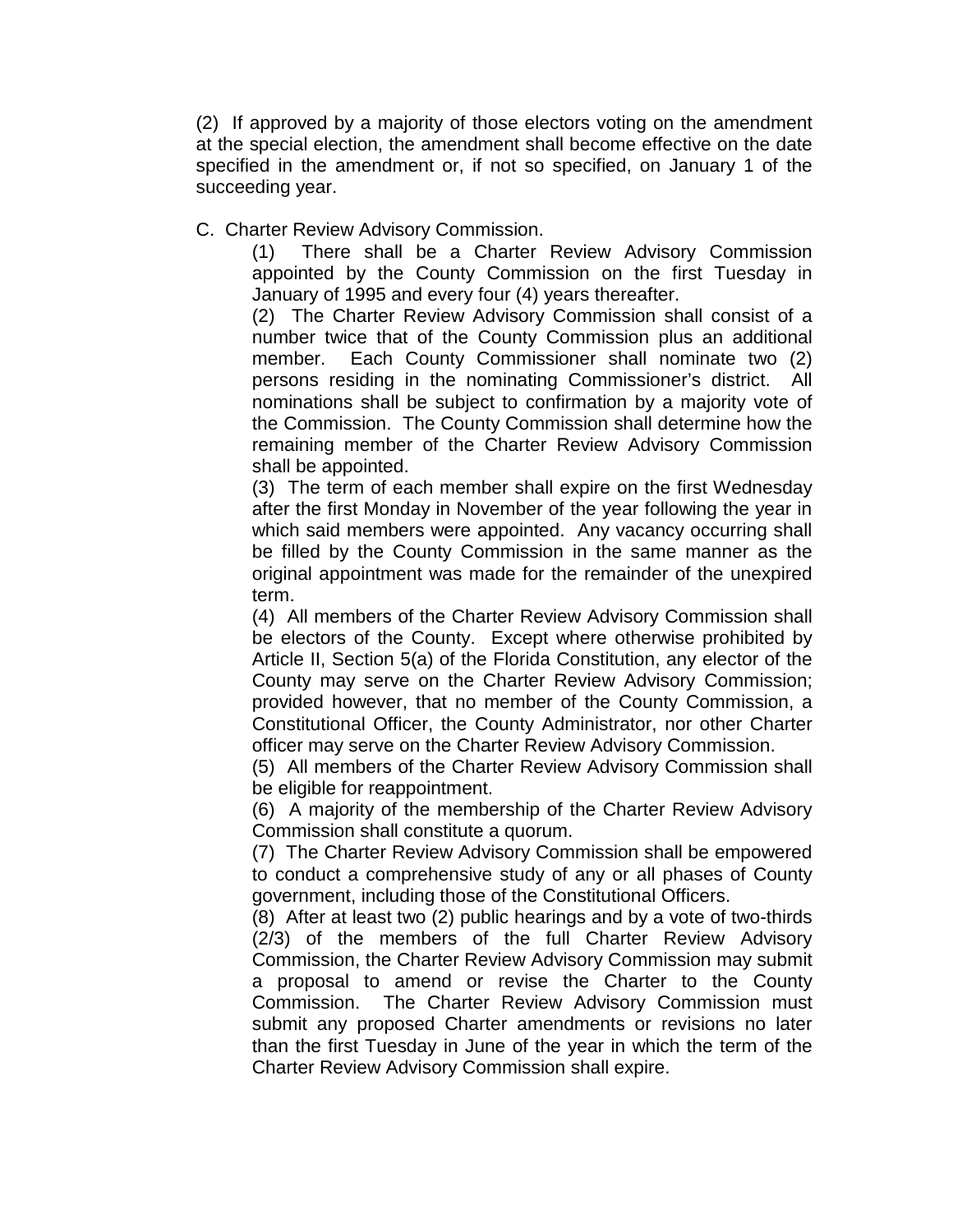(2) If approved by a majority of those electors voting on the amendment at the special election, the amendment shall become effective on the date specified in the amendment or, if not so specified, on January 1 of the succeeding year.

C. Charter Review Advisory Commission.

(1) There shall be a Charter Review Advisory Commission appointed by the County Commission on the first Tuesday in January of 1995 and every four (4) years thereafter.

(2) The Charter Review Advisory Commission shall consist of a number twice that of the County Commission plus an additional member. Each County Commissioner shall nominate two (2) persons residing in the nominating Commissioner's district. All nominations shall be subject to confirmation by a majority vote of the Commission. The County Commission shall determine how the remaining member of the Charter Review Advisory Commission shall be appointed.

(3) The term of each member shall expire on the first Wednesday after the first Monday in November of the year following the year in which said members were appointed. Any vacancy occurring shall be filled by the County Commission in the same manner as the original appointment was made for the remainder of the unexpired term.

(4) All members of the Charter Review Advisory Commission shall be electors of the County. Except where otherwise prohibited by Article II, Section 5(a) of the Florida Constitution, any elector of the County may serve on the Charter Review Advisory Commission; provided however, that no member of the County Commission, a Constitutional Officer, the County Administrator, nor other Charter officer may serve on the Charter Review Advisory Commission.

(5) All members of the Charter Review Advisory Commission shall be eligible for reappointment.

(6) A majority of the membership of the Charter Review Advisory Commission shall constitute a quorum.

(7) The Charter Review Advisory Commission shall be empowered to conduct a comprehensive study of any or all phases of County government, including those of the Constitutional Officers.

(8) After at least two (2) public hearings and by a vote of two-thirds (2/3) of the members of the full Charter Review Advisory Commission, the Charter Review Advisory Commission may submit a proposal to amend or revise the Charter to the County Commission. The Charter Review Advisory Commission must submit any proposed Charter amendments or revisions no later than the first Tuesday in June of the year in which the term of the Charter Review Advisory Commission shall expire.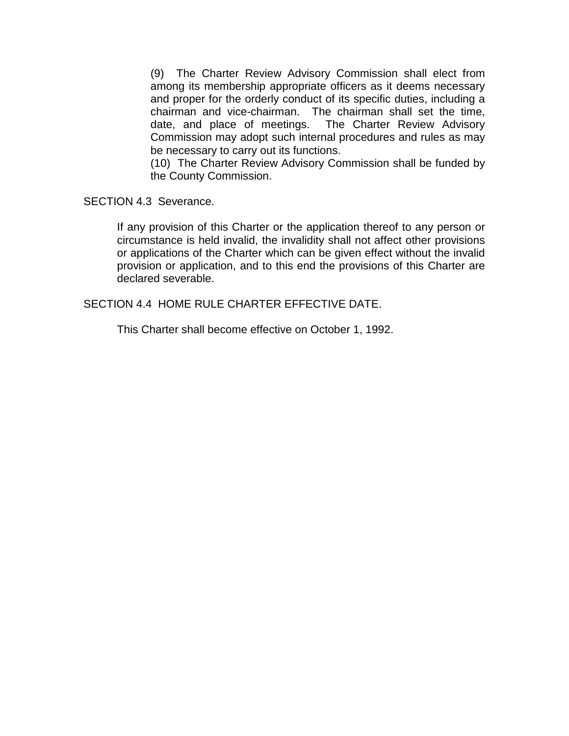(9) The Charter Review Advisory Commission shall elect from among its membership appropriate officers as it deems necessary and proper for the orderly conduct of its specific duties, including a chairman and vice-chairman. The chairman shall set the time, date, and place of meetings. The Charter Review Advisory Commission may adopt such internal procedures and rules as may be necessary to carry out its functions.

(10) The Charter Review Advisory Commission shall be funded by the County Commission.

## SECTION 4.3 Severance.

If any provision of this Charter or the application thereof to any person or circumstance is held invalid, the invalidity shall not affect other provisions or applications of the Charter which can be given effect without the invalid provision or application, and to this end the provisions of this Charter are declared severable.

## SECTION 4.4 HOME RULE CHARTER EFFECTIVE DATE.

This Charter shall become effective on October 1, 1992.